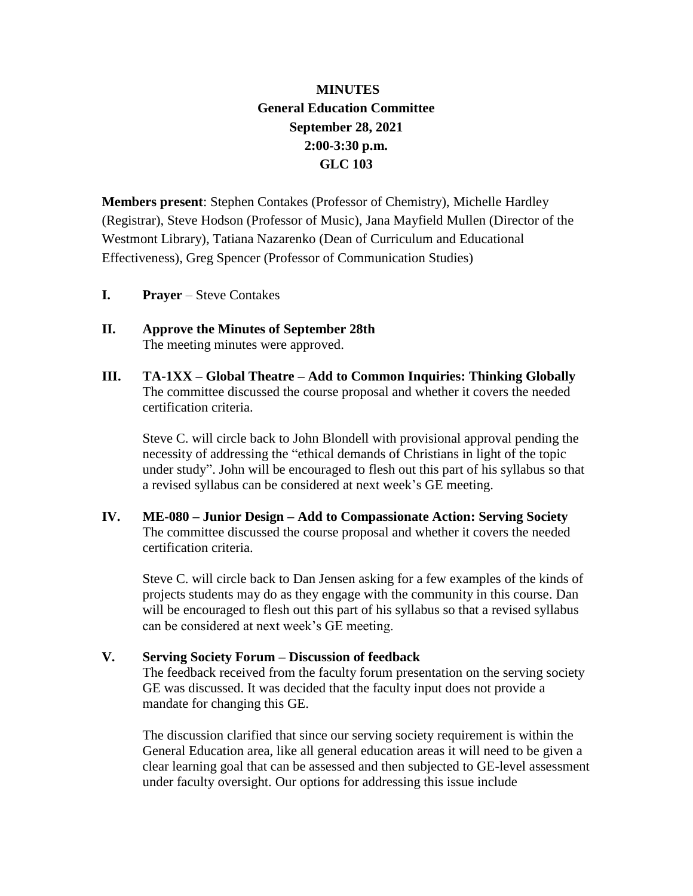# MINUTES

## General Education Committee

**September 28, 2021**

**2:00-3:30 p.m.**

**GLC 103**

**Members present**: Stephen Contakes (Professor of Chemistry), Michelle Hardley (Registrar), Steve Hodson (Professor of Music), Jana Mayfield Mullen (Director of the Westmont Library), Tatiana Nazarenko (Dean of Curriculum and Educational Effectiveness), Greg Spencer (Professor of Communication Studies)

**I. Prayer** – Steve Contakes

**II. Approve the Minutes of September 28th**

The meeting minutes were approved.

**III. TA-1XX – Global Theatre – Add to Common Inquiries: Thinking Globally**

The committee discussed the course proposal and whether it covers the needed certification criteria.

Steve C. will circle back to John Blondell with provisional approval pending the necessity of addressing the "ethical demands of Christians in light of the topic under study". John will be encouraged to flesh out this part of his syllabus so that a revised syllabus can be considered at next week's GE meeting.

**IV. ME-080 – Junior Design – Add to Compassionate Action: Serving Society**

The committee discussed the course proposal and whether it covers the needed certification criteria.

Steve C. will circle back to Dan Jensen asking for a few examples of the kinds of projects students may do as they engage with the community in this course. Dan will be encouraged to flesh out this part of his syllabus so that a revised syllabus can be considered at next week's GE meeting.

**V. Serving Society Forum – Discussion of feedback**

The feedback received from the faculty forum presentation on the serving society GE was discussed. It was decided that the faculty input does not provide a mandate for changing this GE.

The discussion clarified that since our serving society requirement is within the General Education area, like all general education areas it will need to be given a clear learning goal that can be assessed and then subjected to GE-level assessment under faculty oversight. Our options for addressing this issue include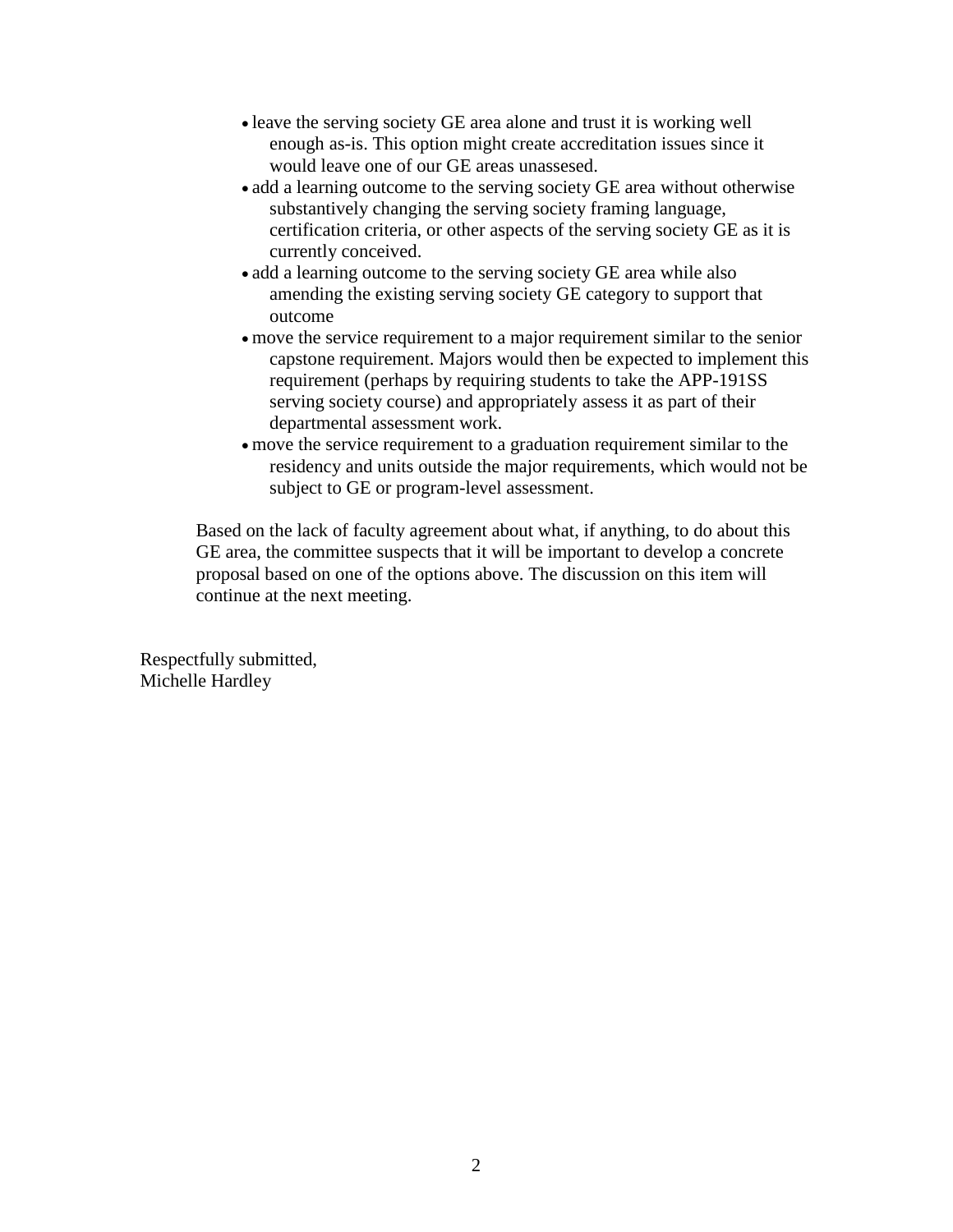- leave the serving society GE area alone and trust it is working well enough as-is. This option might create accreditation issues since it would leave one of our GE areas unassesed.
- add a learning outcome to the serving society GE area without otherwise substantively changing the serving society framing language, certification criteria, or other aspects of the serving society GE as it is currently conceived.
- add a learning outcome to the serving society GE area while also amending the existing serving society GE category to support that outcome
- move the service requirement to a major requirement similar to the senior capstone requirement. Majors would then be expected to implement this requirement (perhaps by requiring students to take the APP-191SS serving society course) and appropriately assess it as part of their departmental assessment work.
- move the service requirement to a graduation requirement similar to the residency and units outside the major requirements, which would not be subject to GE or program-level assessment.

Based on the lack of faculty agreement about what, if anything, to do about this GE area, the committee suspects that it will be important to develop a concrete proposal based on one of the options above. The discussion on this item will continue at the next meeting.

Respectfully submitted,
Michelle Hardley